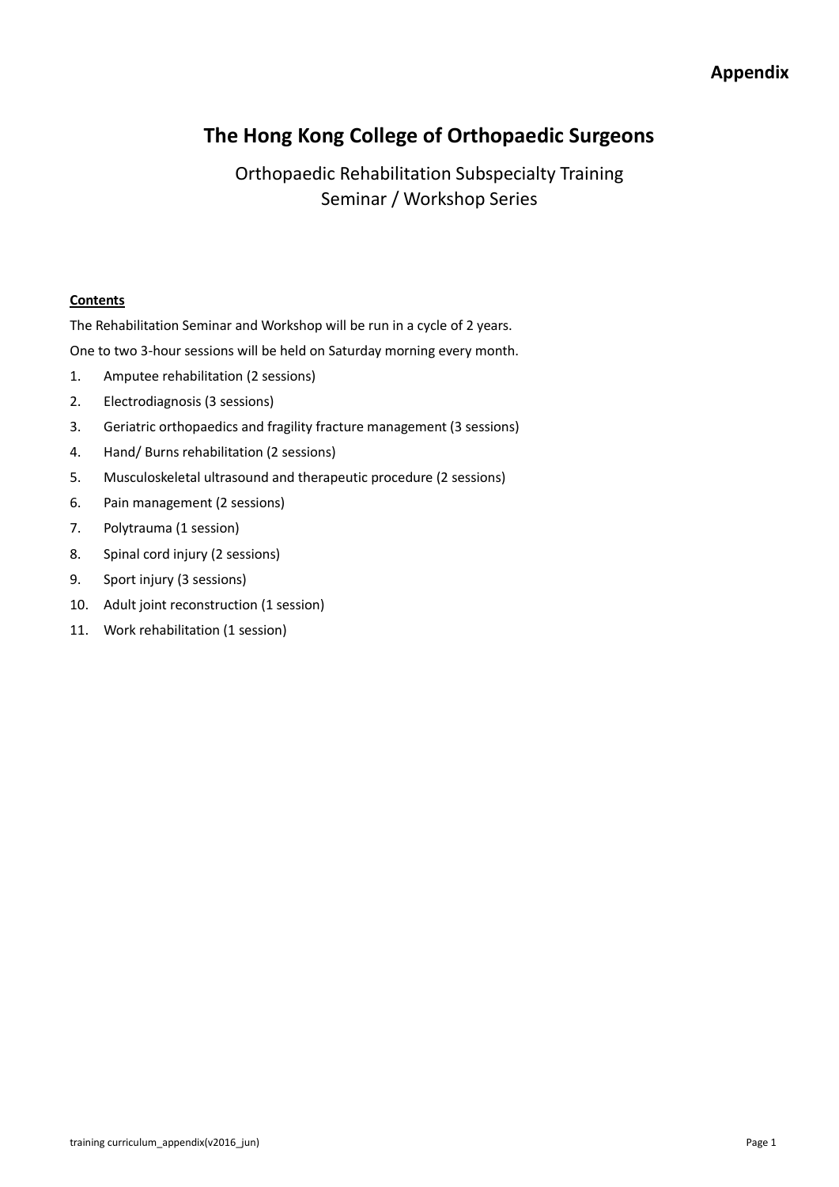**Appendix**

# The Hong Kong College of Orthopaedic Surgeons

## Orthopaedic Rehabilitation Subspecialty Training
## Seminar / Workshop Series

**Contents**

The Rehabilitation Seminar and Workshop will be run in a cycle of 2 years.

One to two 3-hour sessions will be held on Saturday morning every month.

1. Amputee rehabilitation (2 sessions)
2. Electrodiagnosis (3 sessions)
3. Geriatric orthopaedics and fragility fracture management (3 sessions)
4. Hand/ Burns rehabilitation (2 sessions)
5. Musculoskeletal ultrasound and therapeutic procedure (2 sessions)
6. Pain management (2 sessions)
7. Polytrauma (1 session)
8. Spinal cord injury (2 sessions)
9. Sport injury (3 sessions)
10. Adult joint reconstruction (1 session)
11. Work rehabilitation (1 session)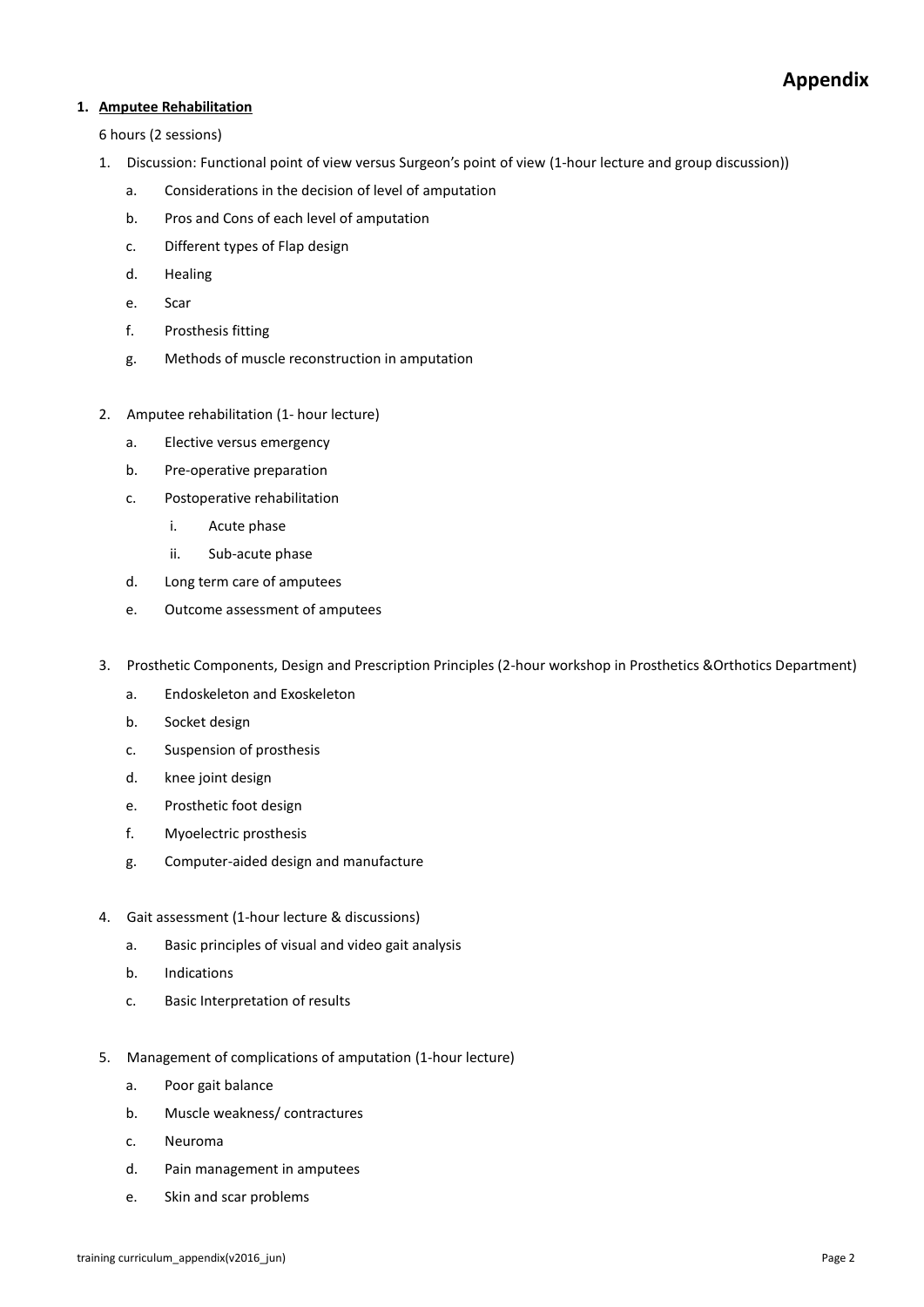# Appendix

**1. Amputee Rehabilitation**

6 hours (2 sessions)

1. Discussion: Functional point of view versus Surgeon's point of view (1-hour lecture and group discussion))
   a. Considerations in the decision of level of amputation
   b. Pros and Cons of each level of amputation
   c. Different types of Flap design
   d. Healing
   e. Scar
   f. Prosthesis fitting
   g. Methods of muscle reconstruction in amputation

2. Amputee rehabilitation (1- hour lecture)
   a. Elective versus emergency
   b. Pre-operative preparation
   c. Postoperative rehabilitation
      i. Acute phase
      ii. Sub-acute phase
   d. Long term care of amputees
   e. Outcome assessment of amputees

3. Prosthetic Components, Design and Prescription Principles (2-hour workshop in Prosthetics &Orthotics Department)
   a. Endoskeleton and Exoskeleton
   b. Socket design
   c. Suspension of prosthesis
   d. knee joint design
   e. Prosthetic foot design
   f. Myoelectric prosthesis
   g. Computer-aided design and manufacture

4. Gait assessment (1-hour lecture & discussions)
   a. Basic principles of visual and video gait analysis
   b. Indications
   c. Basic Interpretation of results

5. Management of complications of amputation (1-hour lecture)
   a. Poor gait balance
   b. Muscle weakness/ contractures
   c. Neuroma
   d. Pain management in amputees
   e. Skin and scar problems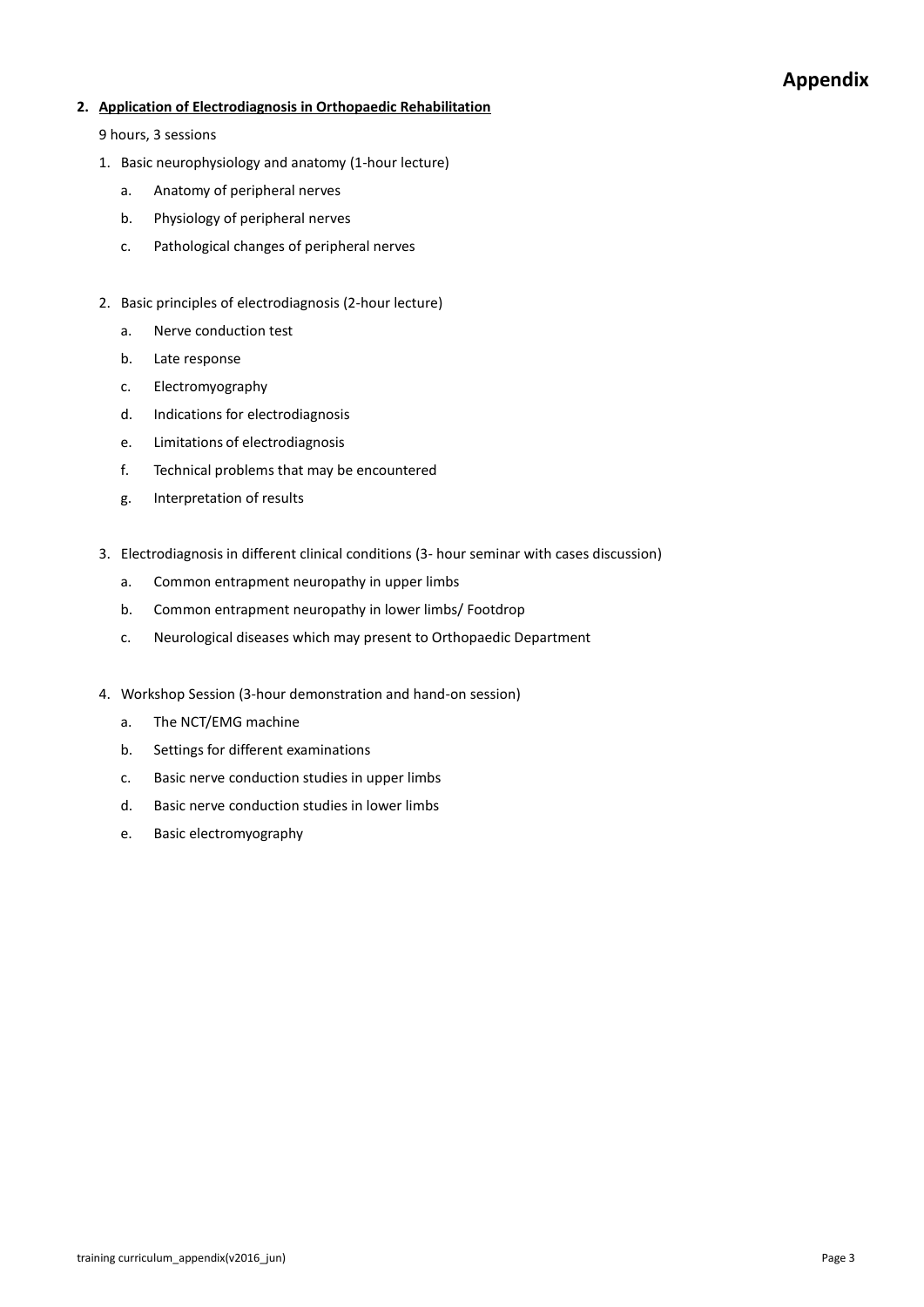# Appendix

**2. <u>Application of Electrodiagnosis in Orthopaedic Rehabilitation</u>**

9 hours, 3 sessions

1. Basic neurophysiology and anatomy (1-hour lecture)
    a. Anatomy of peripheral nerves
    b. Physiology of peripheral nerves
    c. Pathological changes of peripheral nerves

2. Basic principles of electrodiagnosis (2-hour lecture)
    a. Nerve conduction test
    b. Late response
    c. Electromyography
    d. Indications for electrodiagnosis
    e. Limitations of electrodiagnosis
    f. Technical problems that may be encountered
    g. Interpretation of results

3. Electrodiagnosis in different clinical conditions (3- hour seminar with cases discussion)
    a. Common entrapment neuropathy in upper limbs
    b. Common entrapment neuropathy in lower limbs/ Footdrop
    c. Neurological diseases which may present to Orthopaedic Department

4. Workshop Session (3-hour demonstration and hand-on session)
    a. The NCT/EMG machine
    b. Settings for different examinations
    c. Basic nerve conduction studies in upper limbs
    d. Basic nerve conduction studies in lower limbs
    e. Basic electromyography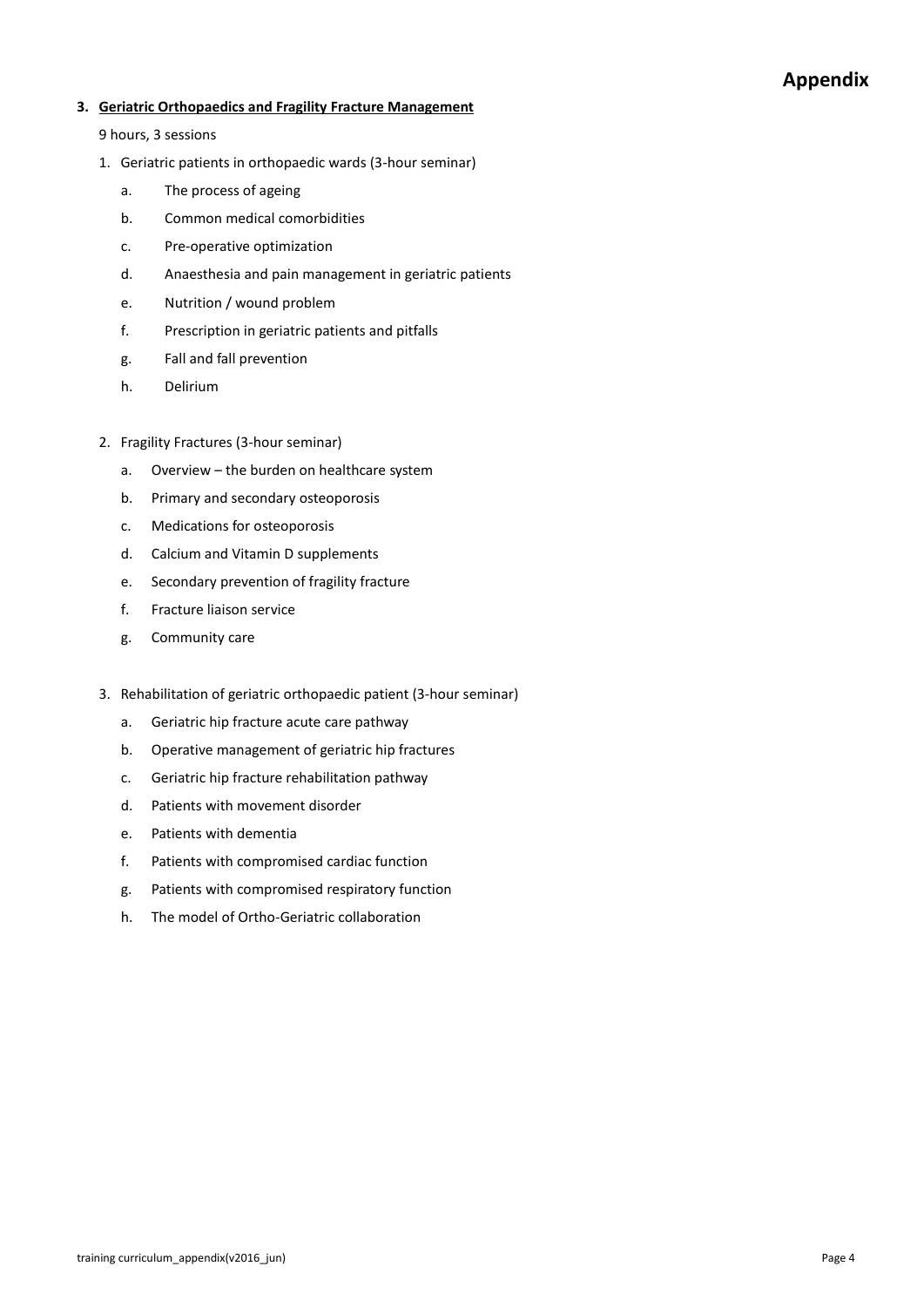## Appendix

### 3. Geriatric Orthopaedics and Fragility Fracture Management

9 hours, 3 sessions

1. Geriatric patients in orthopaedic wards (3-hour seminar)
   a. The process of ageing
   b. Common medical comorbidities
   c. Pre-operative optimization
   d. Anaesthesia and pain management in geriatric patients
   e. Nutrition / wound problem
   f. Prescription in geriatric patients and pitfalls
   g. Fall and fall prevention
   h. Delirium

2. Fragility Fractures (3-hour seminar)
   a. Overview – the burden on healthcare system
   b. Primary and secondary osteoporosis
   c. Medications for osteoporosis
   d. Calcium and Vitamin D supplements
   e. Secondary prevention of fragility fracture
   f. Fracture liaison service
   g. Community care

3. Rehabilitation of geriatric orthopaedic patient (3-hour seminar)
   a. Geriatric hip fracture acute care pathway
   b. Operative management of geriatric hip fractures
   c. Geriatric hip fracture rehabilitation pathway
   d. Patients with movement disorder
   e. Patients with dementia
   f. Patients with compromised cardiac function
   g. Patients with compromised respiratory function
   h. The model of Ortho-Geriatric collaboration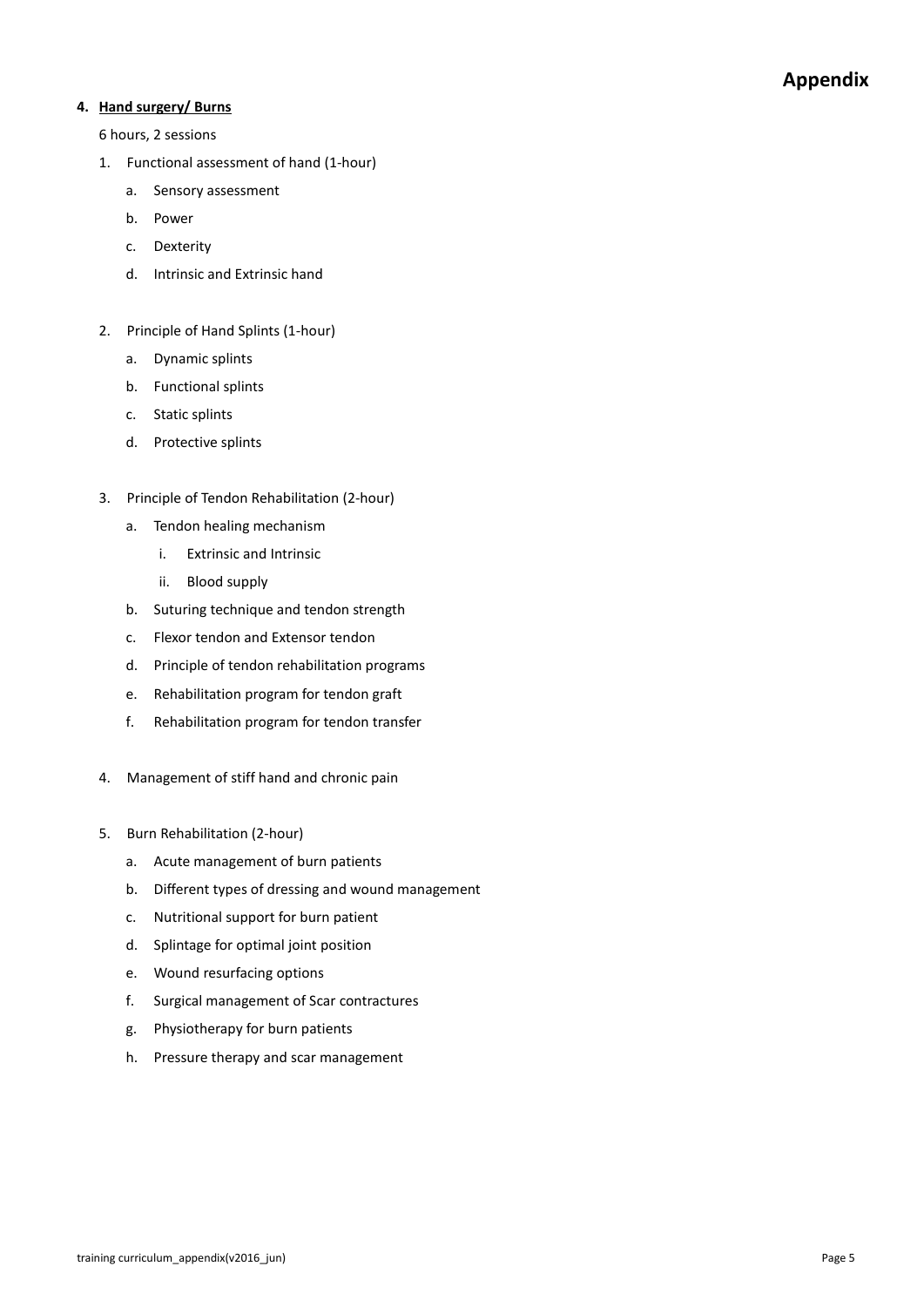# Appendix

**4. Hand surgery/ Burns**

6 hours, 2 sessions

1. Functional assessment of hand (1-hour)
   a. Sensory assessment
   b. Power
   c. Dexterity
   d. Intrinsic and Extrinsic hand

2. Principle of Hand Splints (1-hour)
   a. Dynamic splints
   b. Functional splints
   c. Static splints
   d. Protective splints

3. Principle of Tendon Rehabilitation (2-hour)
   a. Tendon healing mechanism
      i. Extrinsic and Intrinsic
      ii. Blood supply
   b. Suturing technique and tendon strength
   c. Flexor tendon and Extensor tendon
   d. Principle of tendon rehabilitation programs
   e. Rehabilitation program for tendon graft
   f. Rehabilitation program for tendon transfer

4. Management of stiff hand and chronic pain

5. Burn Rehabilitation (2-hour)
   a. Acute management of burn patients
   b. Different types of dressing and wound management
   c. Nutritional support for burn patient
   d. Splintage for optimal joint position
   e. Wound resurfacing options
   f. Surgical management of Scar contractures
   g. Physiotherapy for burn patients
   h. Pressure therapy and scar management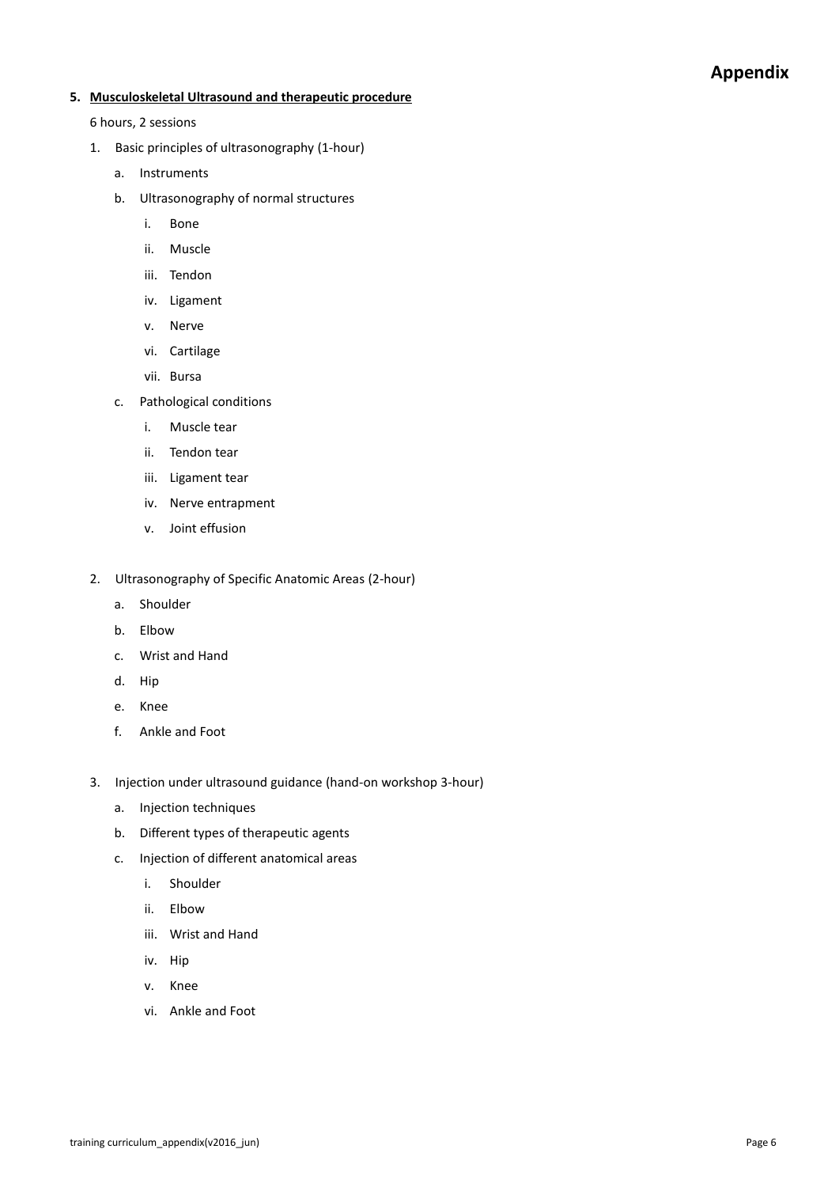# Appendix

**5. Musculoskeletal Ultrasound and therapeutic procedure**

6 hours, 2 sessions

1. Basic principles of ultrasonography (1-hour)
   a. Instruments
   b. Ultrasonography of normal structures
      i. Bone
      ii. Muscle
      iii. Tendon
      iv. Ligament
      v. Nerve
      vi. Cartilage
      vii. Bursa
   c. Pathological conditions
      i. Muscle tear
      ii. Tendon tear
      iii. Ligament tear
      iv. Nerve entrapment
      v. Joint effusion

2. Ultrasonography of Specific Anatomic Areas (2-hour)
   a. Shoulder
   b. Elbow
   c. Wrist and Hand
   d. Hip
   e. Knee
   f. Ankle and Foot

3. Injection under ultrasound guidance (hand-on workshop 3-hour)
   a. Injection techniques
   b. Different types of therapeutic agents
   c. Injection of different anatomical areas
      i. Shoulder
      ii. Elbow
      iii. Wrist and Hand
      iv. Hip
      v. Knee
      vi. Ankle and Foot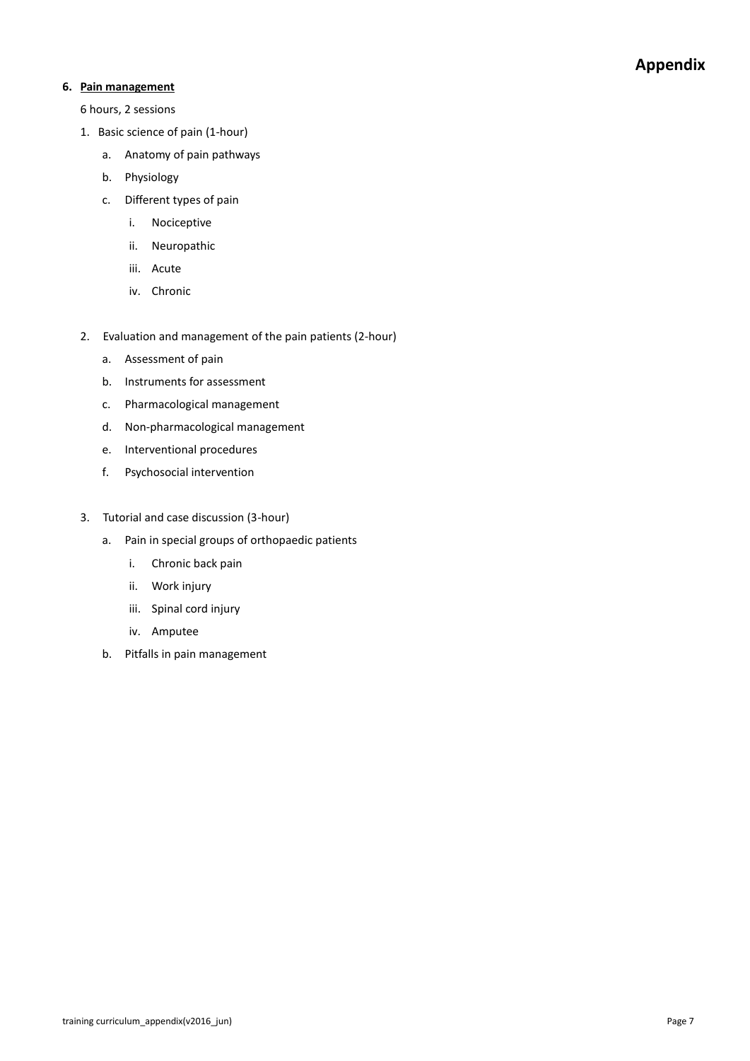# Appendix

**6. Pain management**

6 hours, 2 sessions

1. Basic science of pain (1-hour)
   a. Anatomy of pain pathways
   b. Physiology
   c. Different types of pain
      i. Nociceptive
      ii. Neuropathic
      iii. Acute
      iv. Chronic

2. Evaluation and management of the pain patients (2-hour)
   a. Assessment of pain
   b. Instruments for assessment
   c. Pharmacological management
   d. Non-pharmacological management
   e. Interventional procedures
   f. Psychosocial intervention

3. Tutorial and case discussion (3-hour)
   a. Pain in special groups of orthopaedic patients
      i. Chronic back pain
      ii. Work injury
      iii. Spinal cord injury
      iv. Amputee
   b. Pitfalls in pain management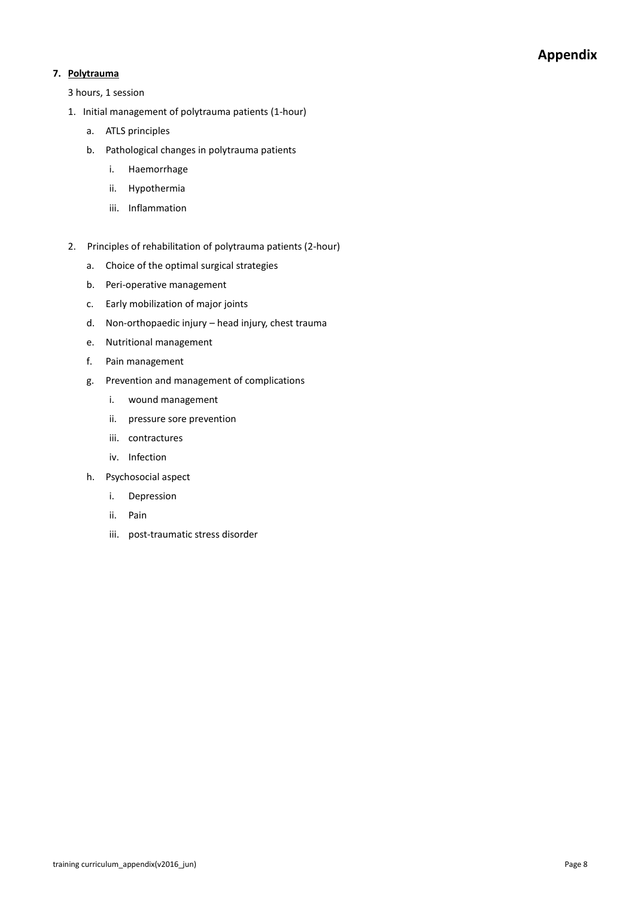**7. Polytrauma**

3 hours, 1 session

1. Initial management of polytrauma patients (1-hour)
   a. ATLS principles
   b. Pathological changes in polytrauma patients
      i. Haemorrhage
      ii. Hypothermia
      iii. Inflammation

2. Principles of rehabilitation of polytrauma patients (2-hour)
   a. Choice of the optimal surgical strategies
   b. Peri-operative management
   c. Early mobilization of major joints
   d. Non-orthopaedic injury – head injury, chest trauma
   e. Nutritional management
   f. Pain management
   g. Prevention and management of complications
      i. wound management
      ii. pressure sore prevention
      iii. contractures
      iv. Infection
   h. Psychosocial aspect
      i. Depression
      ii. Pain
      iii. post-traumatic stress disorder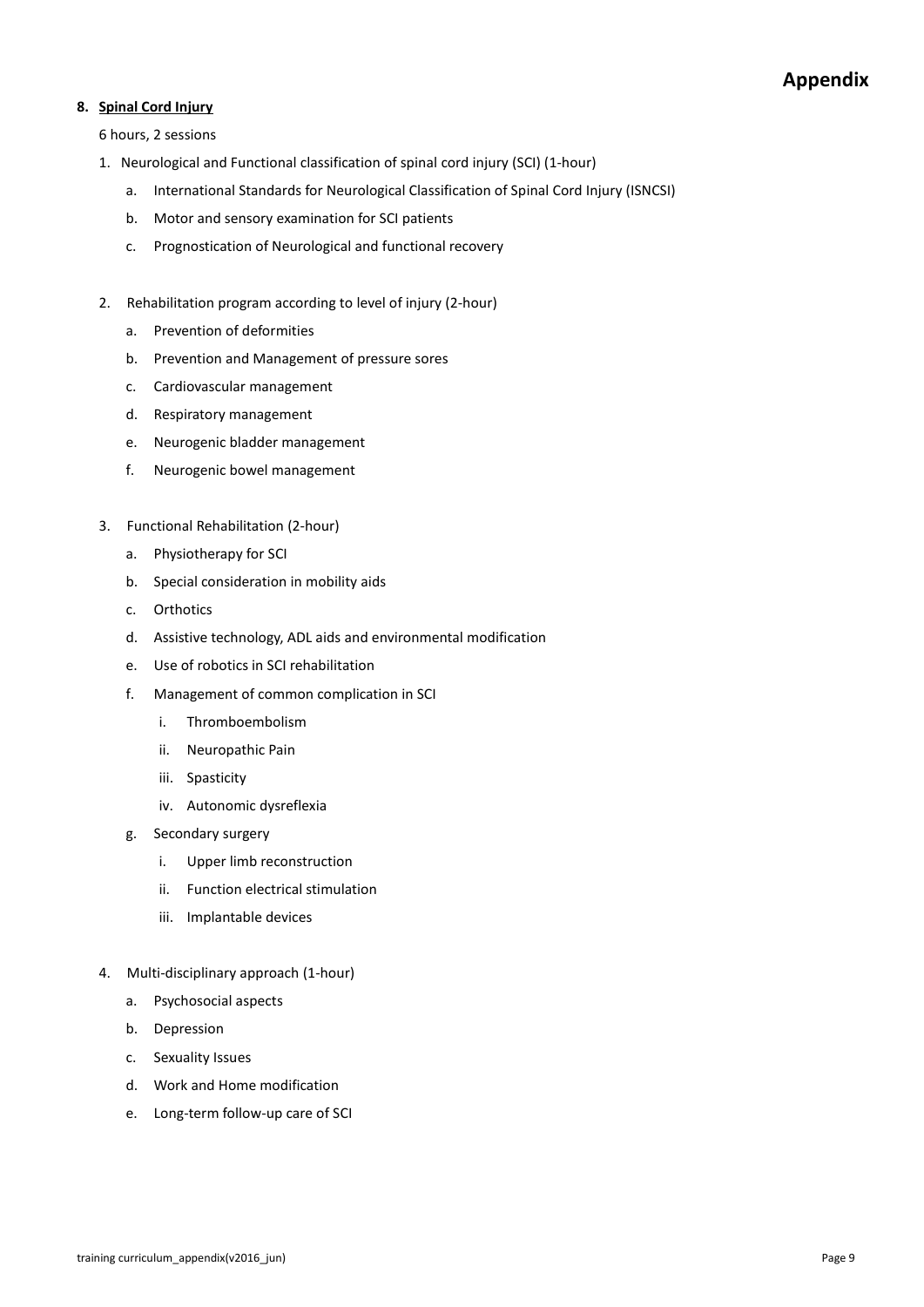## Appendix

### 8. Spinal Cord Injury

6 hours, 2 sessions

1. Neurological and Functional classification of spinal cord injury (SCI) (1-hour)
    a. International Standards for Neurological Classification of Spinal Cord Injury (ISNCSI)
    b. Motor and sensory examination for SCI patients
    c. Prognostication of Neurological and functional recovery

2. Rehabilitation program according to level of injury (2-hour)
    a. Prevention of deformities
    b. Prevention and Management of pressure sores
    c. Cardiovascular management
    d. Respiratory management
    e. Neurogenic bladder management
    f. Neurogenic bowel management

3. Functional Rehabilitation (2-hour)
    a. Physiotherapy for SCI
    b. Special consideration in mobility aids
    c. Orthotics
    d. Assistive technology, ADL aids and environmental modification
    e. Use of robotics in SCI rehabilitation
    f. Management of common complication in SCI
        i. Thromboembolism
        ii. Neuropathic Pain
        iii. Spasticity
        iv. Autonomic dysreflexia
    g. Secondary surgery
        i. Upper limb reconstruction
        ii. Function electrical stimulation
        iii. Implantable devices

4. Multi-disciplinary approach (1-hour)
    a. Psychosocial aspects
    b. Depression
    c. Sexuality Issues
    d. Work and Home modification
    e. Long-term follow-up care of SCI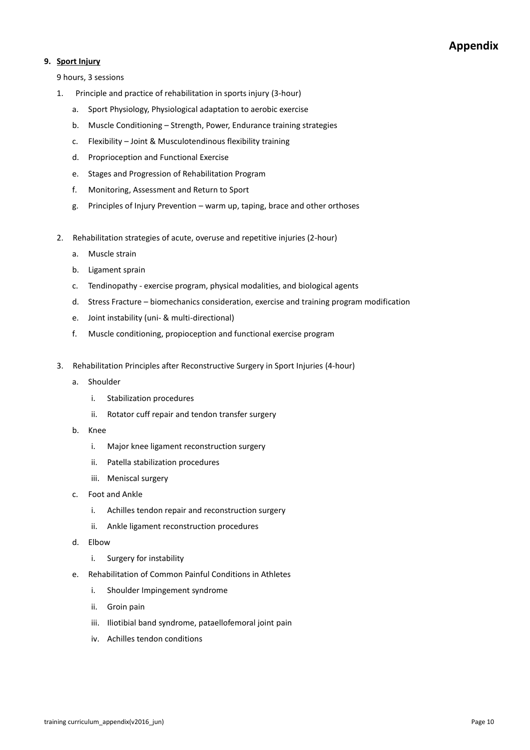# Appendix

**9. Sport Injury**

9 hours, 3 sessions

1. Principle and practice of rehabilitation in sports injury (3-hour)
   a. Sport Physiology, Physiological adaptation to aerobic exercise
   b. Muscle Conditioning – Strength, Power, Endurance training strategies
   c. Flexibility – Joint & Musculotendinous flexibility training
   d. Proprioception and Functional Exercise
   e. Stages and Progression of Rehabilitation Program
   f. Monitoring, Assessment and Return to Sport
   g. Principles of Injury Prevention – warm up, taping, brace and other orthoses

2. Rehabilitation strategies of acute, overuse and repetitive injuries (2-hour)
   a. Muscle strain
   b. Ligament sprain
   c. Tendinopathy - exercise program, physical modalities, and biological agents
   d. Stress Fracture – biomechanics consideration, exercise and training program modification
   e. Joint instability (uni- & multi-directional)
   f. Muscle conditioning, propioception and functional exercise program

3. Rehabilitation Principles after Reconstructive Surgery in Sport Injuries (4-hour)
   a. Shoulder
      i. Stabilization procedures
      ii. Rotator cuff repair and tendon transfer surgery
   b. Knee
      i. Major knee ligament reconstruction surgery
      ii. Patella stabilization procedures
      iii. Meniscal surgery
   c. Foot and Ankle
      i. Achilles tendon repair and reconstruction surgery
      ii. Ankle ligament reconstruction procedures
   d. Elbow
      i. Surgery for instability
   e. Rehabilitation of Common Painful Conditions in Athletes
      i. Shoulder Impingement syndrome
      ii. Groin pain
      iii. Iliotibial band syndrome, pataellofemoral joint pain
      iv. Achilles tendon conditions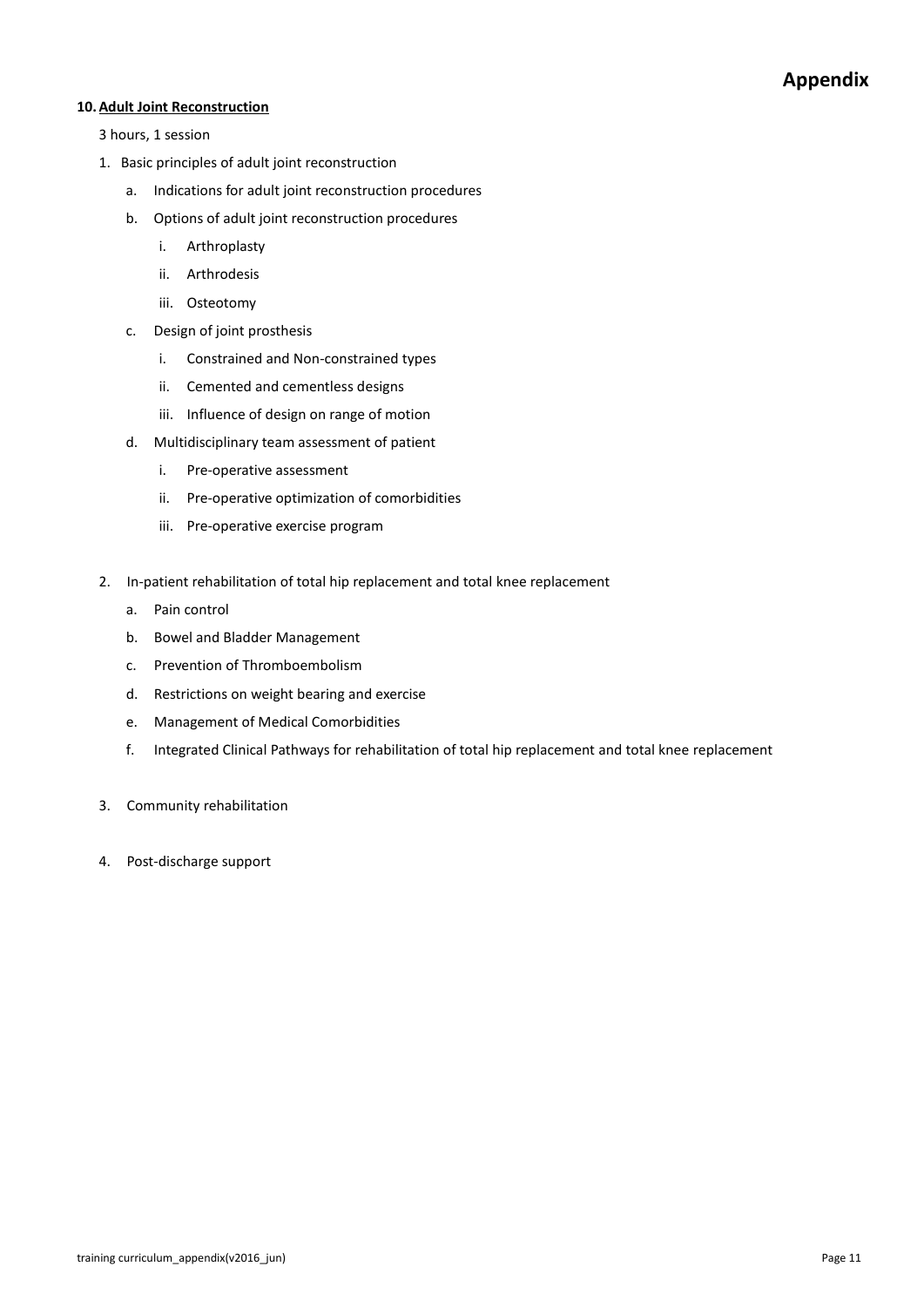# Appendix

**10. Adult Joint Reconstruction**

3 hours, 1 session

1. Basic principles of adult joint reconstruction
   a. Indications for adult joint reconstruction procedures
   b. Options of adult joint reconstruction procedures
      i. Arthroplasty
      ii. Arthrodesis
      iii. Osteotomy
   c. Design of joint prosthesis
      i. Constrained and Non-constrained types
      ii. Cemented and cementless designs
      iii. Influence of design on range of motion
   d. Multidisciplinary team assessment of patient
      i. Pre-operative assessment
      ii. Pre-operative optimization of comorbidities
      iii. Pre-operative exercise program

2. In-patient rehabilitation of total hip replacement and total knee replacement
   a. Pain control
   b. Bowel and Bladder Management
   c. Prevention of Thromboembolism
   d. Restrictions on weight bearing and exercise
   e. Management of Medical Comorbidities
   f. Integrated Clinical Pathways for rehabilitation of total hip replacement and total knee replacement

3. Community rehabilitation

4. Post-discharge support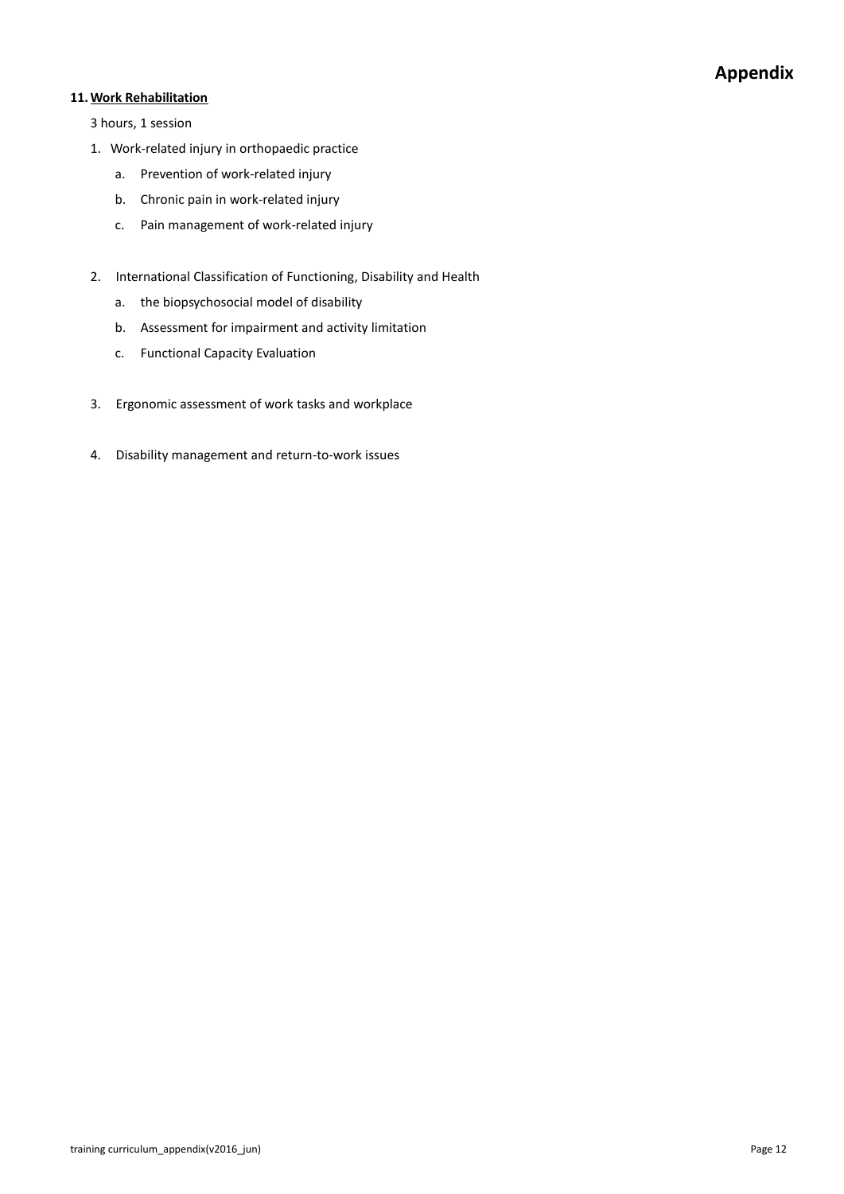## 11. Work Rehabilitation

3 hours, 1 session

1. Work-related injury in orthopaedic practice
   a. Prevention of work-related injury
   b. Chronic pain in work-related injury
   c. Pain management of work-related injury

2. International Classification of Functioning, Disability and Health
   a. the biopsychosocial model of disability
   b. Assessment for impairment and activity limitation
   c. Functional Capacity Evaluation

3. Ergonomic assessment of work tasks and workplace

4. Disability management and return-to-work issues